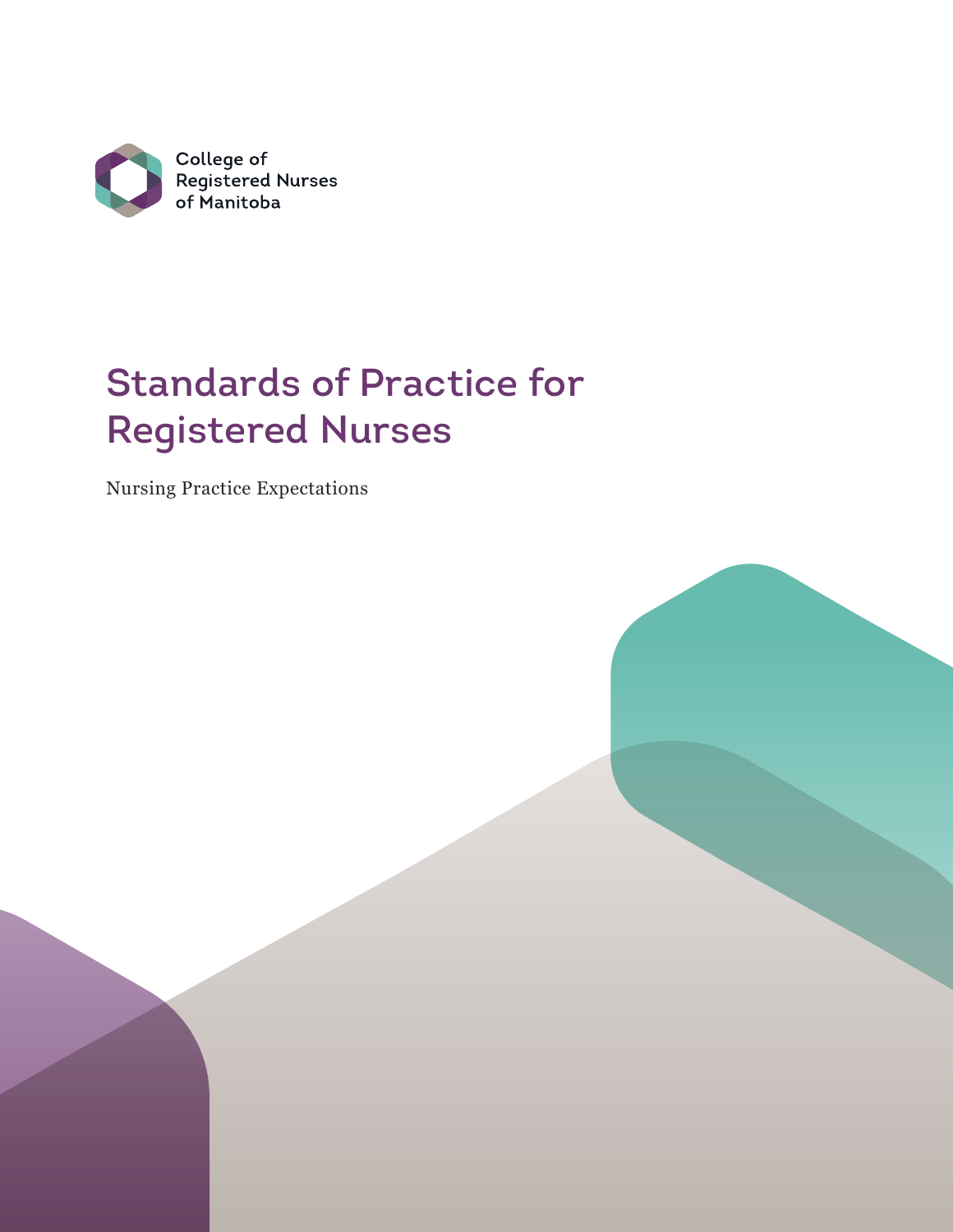College of Registered Nurses of Manitoba

# Standards of Practice for Registered Nurses

Nursing Practice Expectations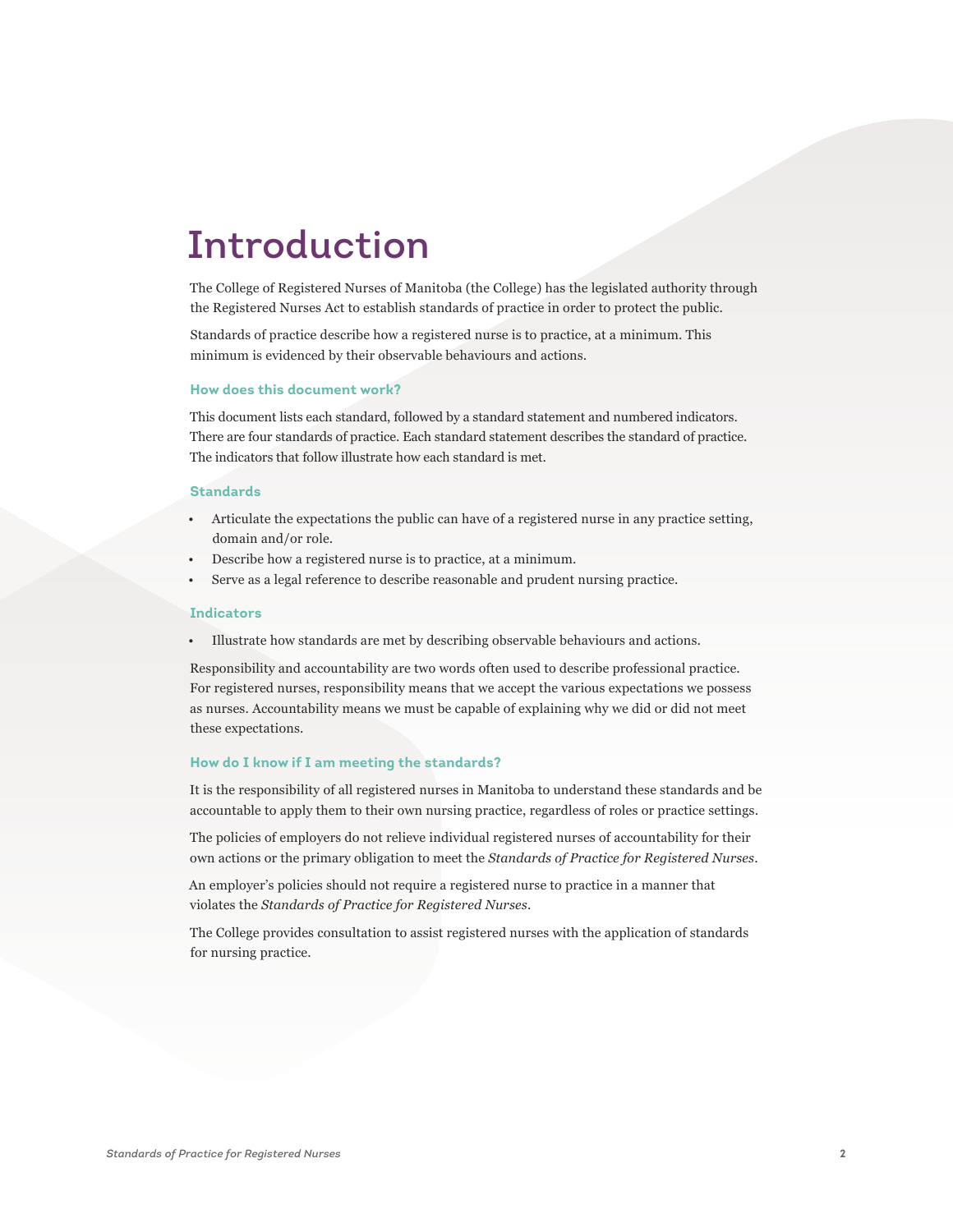# Introduction

The College of Registered Nurses of Manitoba (the College) has the legislated authority through the Registered Nurses Act to establish standards of practice in order to protect the public.

Standards of practice describe how a registered nurse is to practice, at a minimum. This minimum is evidenced by their observable behaviours and actions.

### How does this document work?

This document lists each standard, followed by a standard statement and numbered indicators. There are four standards of practice. Each standard statement describes the standard of practice. The indicators that follow illustrate how each standard is met.

### Standards

- Articulate the expectations the public can have of a registered nurse in any practice setting, domain and/or role.
- Describe how a registered nurse is to practice, at a minimum.
- Serve as a legal reference to describe reasonable and prudent nursing practice.

### Indicators

- Illustrate how standards are met by describing observable behaviours and actions.

Responsibility and accountability are two words often used to describe professional practice. For registered nurses, responsibility means that we accept the various expectations we possess as nurses. Accountability means we must be capable of explaining why we did or did not meet these expectations.

### How do I know if I am meeting the standards?

It is the responsibility of all registered nurses in Manitoba to understand these standards and be accountable to apply them to their own nursing practice, regardless of roles or practice settings.

The policies of employers do not relieve individual registered nurses of accountability for their own actions or the primary obligation to meet the *Standards of Practice for Registered Nurses*.

An employer's policies should not require a registered nurse to practice in a manner that violates the *Standards of Practice for Registered Nurses*.

The College provides consultation to assist registered nurses with the application of standards for nursing practice.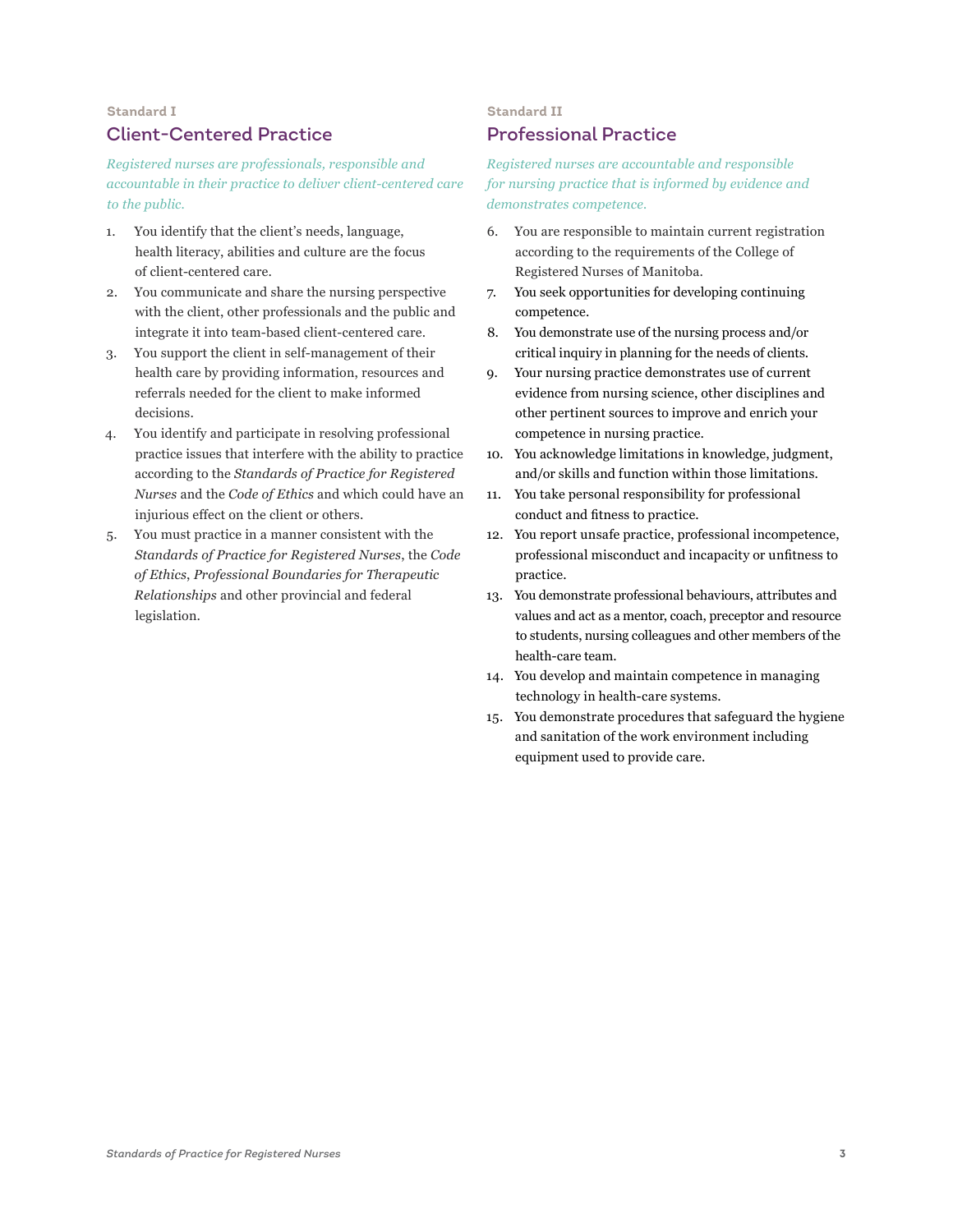**Standard I**

## Client-Centered Practice

*Registered nurses are professionals, responsible and accountable in their practice to deliver client-centered care to the public.*

1. You identify that the client's needs, language, health literacy, abilities and culture are the focus of client-centered care.
2. You communicate and share the nursing perspective with the client, other professionals and the public and integrate it into team-based client-centered care.
3. You support the client in self-management of their health care by providing information, resources and referrals needed for the client to make informed decisions.
4. You identify and participate in resolving professional practice issues that interfere with the ability to practice according to the *Standards of Practice for Registered Nurses* and the *Code of Ethics* and which could have an injurious effect on the client or others.
5. You must practice in a manner consistent with the *Standards of Practice for Registered Nurses*, the *Code of Ethics*, *Professional Boundaries for Therapeutic Relationships* and other provincial and federal legislation.

**Standard II**

## Professional Practice

*Registered nurses are accountable and responsible for nursing practice that is informed by evidence and demonstrates competence.*

6. You are responsible to maintain current registration according to the requirements of the College of Registered Nurses of Manitoba.
7. You seek opportunities for developing continuing competence.
8. You demonstrate use of the nursing process and/or critical inquiry in planning for the needs of clients.
9. Your nursing practice demonstrates use of current evidence from nursing science, other disciplines and other pertinent sources to improve and enrich your competence in nursing practice.
10. You acknowledge limitations in knowledge, judgment, and/or skills and function within those limitations.
11. You take personal responsibility for professional conduct and fitness to practice.
12. You report unsafe practice, professional incompetence, professional misconduct and incapacity or unfitness to practice.
13. You demonstrate professional behaviours, attributes and values and act as a mentor, coach, preceptor and resource to students, nursing colleagues and other members of the health-care team.
14. You develop and maintain competence in managing technology in health-care systems.
15. You demonstrate procedures that safeguard the hygiene and sanitation of the work environment including equipment used to provide care.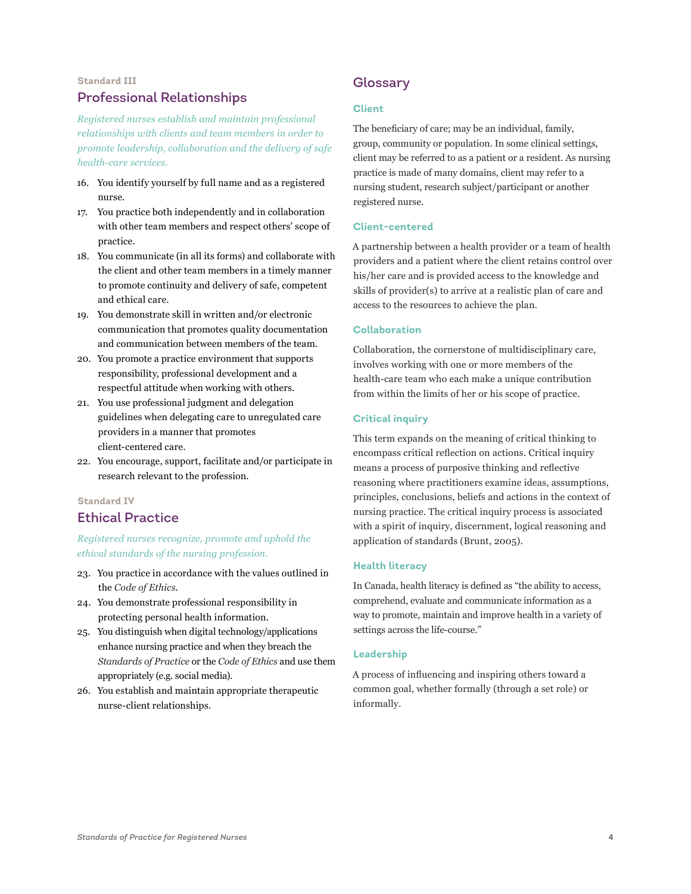Standard III

## Professional Relationships

*Registered nurses establish and maintain professional relationships with clients and team members in order to promote leadership, collaboration and the delivery of safe health-care services.*

16. You identify yourself by full name and as a registered nurse.
17. You practice both independently and in collaboration with other team members and respect others' scope of practice.
18. You communicate (in all its forms) and collaborate with the client and other team members in a timely manner to promote continuity and delivery of safe, competent and ethical care.
19. You demonstrate skill in written and/or electronic communication that promotes quality documentation and communication between members of the team.
20. You promote a practice environment that supports responsibility, professional development and a respectful attitude when working with others.
21. You use professional judgment and delegation guidelines when delegating care to unregulated care providers in a manner that promotes client-centered care.
22. You encourage, support, facilitate and/or participate in research relevant to the profession.

Standard IV

## Ethical Practice

*Registered nurses recognize, promote and uphold the ethical standards of the nursing profession.*

23. You practice in accordance with the values outlined in the *Code of Ethics*.
24. You demonstrate professional responsibility in protecting personal health information.
25. You distinguish when digital technology/applications enhance nursing practice and when they breach the *Standards of Practice* or the *Code of Ethics* and use them appropriately (e.g. social media).
26. You establish and maintain appropriate therapeutic nurse-client relationships.

## Glossary

### Client

The beneficiary of care; may be an individual, family, group, community or population. In some clinical settings, client may be referred to as a patient or a resident. As nursing practice is made of many domains, client may refer to a nursing student, research subject/participant or another registered nurse.

### Client-centered

A partnership between a health provider or a team of health providers and a patient where the client retains control over his/her care and is provided access to the knowledge and skills of provider(s) to arrive at a realistic plan of care and access to the resources to achieve the plan.

### Collaboration

Collaboration, the cornerstone of multidisciplinary care, involves working with one or more members of the health-care team who each make a unique contribution from within the limits of her or his scope of practice.

### Critical inquiry

This term expands on the meaning of critical thinking to encompass critical reflection on actions. Critical inquiry means a process of purposive thinking and reflective reasoning where practitioners examine ideas, assumptions, principles, conclusions, beliefs and actions in the context of nursing practice. The critical inquiry process is associated with a spirit of inquiry, discernment, logical reasoning and application of standards (Brunt, 2005).

### Health literacy

In Canada, health literacy is defined as "the ability to access, comprehend, evaluate and communicate information as a way to promote, maintain and improve health in a variety of settings across the life-course."

### Leadership

A process of influencing and inspiring others toward a common goal, whether formally (through a set role) or informally.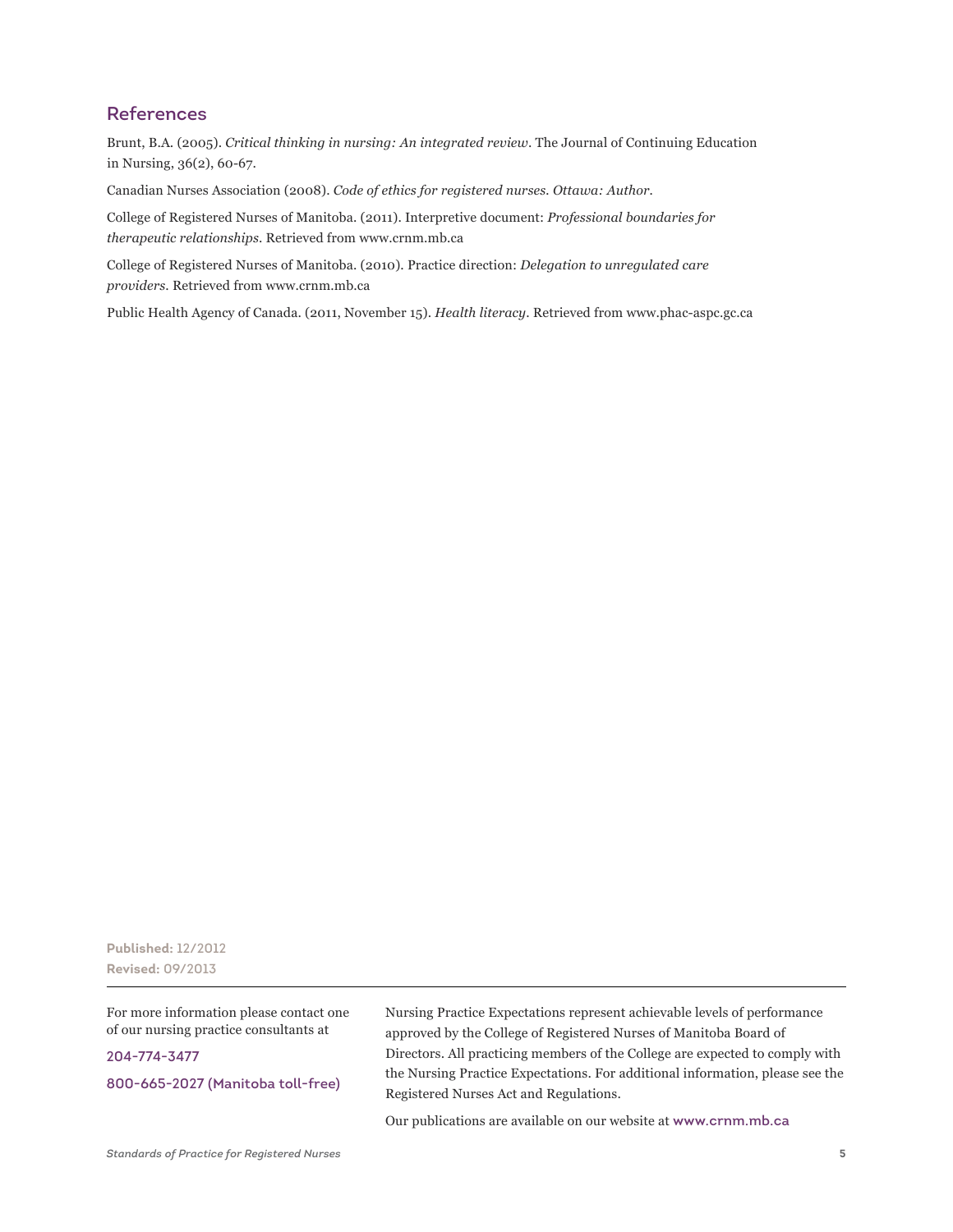## References

Brunt, B.A. (2005). *Critical thinking in nursing: An integrated review*. The Journal of Continuing Education in Nursing, 36(2), 60-67.

Canadian Nurses Association (2008). *Code of ethics for registered nurses. Ottawa: Author.*

College of Registered Nurses of Manitoba. (2011). Interpretive document: *Professional boundaries for therapeutic relationships*. Retrieved from www.crnm.mb.ca

College of Registered Nurses of Manitoba. (2010). Practice direction: *Delegation to unregulated care providers*. Retrieved from www.crnm.mb.ca

Public Health Agency of Canada. (2011, November 15). *Health literacy*. Retrieved from www.phac-aspc.gc.ca

**Published:** 12/2012
**Revised:** 09/2013

For more information please contact one of our nursing practice consultants at

204-774-3477

800-665-2027 (Manitoba toll-free)

Nursing Practice Expectations represent achievable levels of performance approved by the College of Registered Nurses of Manitoba Board of Directors. All practicing members of the College are expected to comply with the Nursing Practice Expectations. For additional information, please see the Registered Nurses Act and Regulations.

Our publications are available on our website at www.crnm.mb.ca